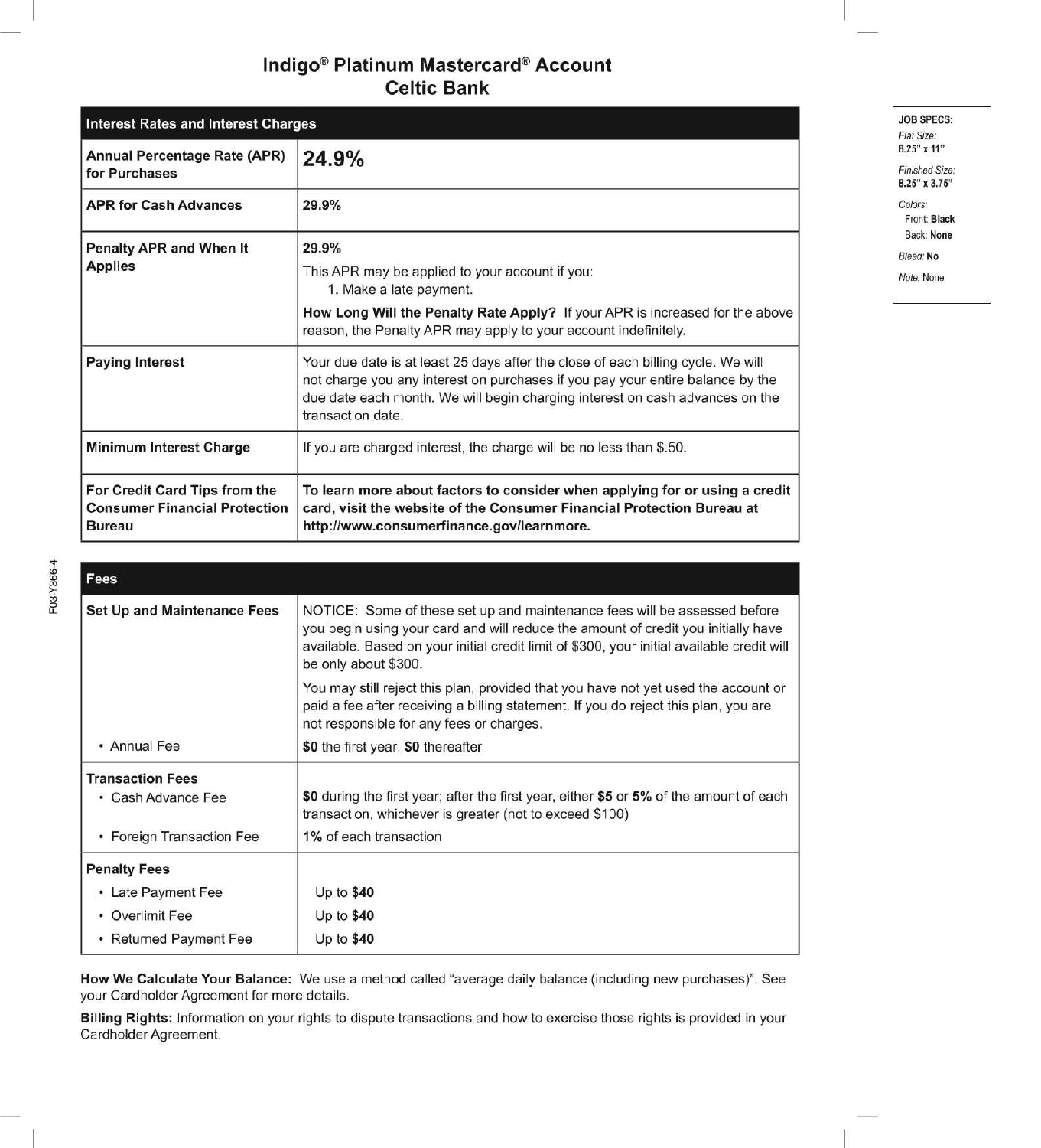# Indigo® Platinum Mastercard® Account
## Celtic Bank

| Interest Rates and Interest Charges | |
|---|---|
| **Annual Percentage Rate (APR) for Purchases** | **24.9%** |
| **APR for Cash Advances** | **29.9%** |
| **Penalty APR and When It Applies** | **29.9%**<br>This APR may be applied to your account if you:<br>1. Make a late payment.<br>**How Long Will the Penalty Rate Apply?** If your APR is increased for the above reason, the Penalty APR may apply to your account indefinitely. |
| **Paying Interest** | Your due date is at least 25 days after the close of each billing cycle. We will not charge you any interest on purchases if you pay your entire balance by the due date each month. We will begin charging interest on cash advances on the transaction date. |
| **Minimum Interest Charge** | If you are charged interest, the charge will be no less than $.50. |
| **For Credit Card Tips from the Consumer Financial Protection Bureau** | **To learn more about factors to consider when applying for or using a credit card, visit the website of the Consumer Financial Protection Bureau at http://www.consumerfinance.gov/learnmore.** |

| Fees | |
|---|---|
| **Set Up and Maintenance Fees** | NOTICE: Some of these set up and maintenance fees will be assessed before you begin using your card and will reduce the amount of credit you initially have available. Based on your initial credit limit of $300, your initial available credit will be only about $300.<br>You may still reject this plan, provided that you have not yet used the account or paid a fee after receiving a billing statement. If you do reject this plan, you are not responsible for any fees or charges. |
| • Annual Fee | **$0** the first year; **$0** thereafter |
| **Transaction Fees** | |
| • Cash Advance Fee | **$0** during the first year; after the first year, either **$5** or **5%** of the amount of each transaction, whichever is greater (not to exceed $100) |
| • Foreign Transaction Fee | 1% of each transaction |
| **Penalty Fees** | |
| • Late Payment Fee | Up to **$40** |
| • Overlimit Fee | Up to **$40** |
| • Returned Payment Fee | Up to **$40** |

**How We Calculate Your Balance:** We use a method called "average daily balance (including new purchases)". See your Cardholder Agreement for more details.

**Billing Rights:** Information on your rights to dispute transactions and how to exercise those rights is provided in your Cardholder Agreement.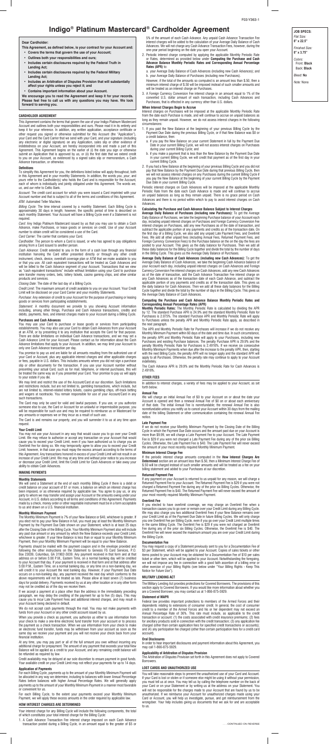# Indigo® Platinum Mastercard® Cardholder Agreement

**Dear Cardholder:**

**This Agreement, as defined below, is your contract for your Account and:**

- **Covers the terms that govern the use of your Account;**
- **Outlines both your responsibilities and ours;**
- **Includes certain disclosures required by the Federal Truth in Lending Act;**
- **Includes certain disclosures required by the Federal Military Lending Act;**
- **Includes an Arbitration of Disputes Provision that will substantially affect your rights unless you reject it; and**
- **Contains important information about your Account.**

**We encourage you to read the Agreement and keep it for your records. Please feel free to call us with any questions you may have. We look forward to serving you.**

## CARDHOLDER AGREEMENT

This Agreement contains the terms that govern the use of your Indigo Platinum Mastercard Account and outlines both your responsibilities and ours. Please read it in its entirety and keep it for your reference. In addition, any written application, acceptance certificate or other request you signed or otherwise submitted for this Account (the "Application"), your Card and the Card Carrier that we send with your Card, and your signature (including any electronic or digital signature) on any Application, sales slip or other evidence of indebtedness on your Account, are hereby incorporated into and made a part of this Agreement. This Agreement begins on the earlier of (i) the date you sign or otherwise submit an Application that is approved by us, or (ii) the first date that we extend credit to you on your Account, as evidenced by a signed sales slip or memorandum, a Cash Advance transaction, or otherwise.

### Definitions

To simplify this Agreement for you, the definitions listed below will apply throughout, both in this Agreement and in your monthly Statements. In addition, the words *you*, *your*, and *yours* refer to the Cardholder(s) who holds the Card and is responsible for the Account, each of whom is individually and jointly obligated under this Agreement. The words *we*, *us*, and *our* refer to Celtic Bank.

*Account:* The credit card account for which you were issued a Card imprinted with your Account number and that is subject to all of the terms and conditions of this Agreement.

*ATM:* Automated Teller Machine.

*Billing Cycle:* The time interval covered by a monthly Statement. Each Billing Cycle is approximately 30 days in length; however, the specific period of time is described on each monthly Statement. Your Account will have a Billing Cycle even if a Statement is not required.

*Card:* Any Indigo Platinum Mastercard issued by us that you may use to obtain a Cash Advance, make Purchases, or lease goods or services on credit. Use of your Account number to obtain credit will be considered a use of the Card.

*Card Carrier:* The carrier that contains your Card.

*Cardholder:* The person to whom a Card is issued, or who has agreed to pay obligations arising from a Card issued to another person.

*Cash Advance:* Credit extended to you in the form of a cash loan through any financial institution honoring the Card either presented directly or through any other credit instrument, check, device, overdraft coverage plan or ATM that we make available to you or that you use. All cash equivalent transactions will be treated as Cash Advances and will be billed to the Cash Advance segment of your Account. Transactions that we view as "cash equivalent transactions" include without limitation using your Card to purchase wire transfer money orders, bets, lottery tickets, casino gaming chips, and other similar products and services.

*Closing Date:* The date of the last day of a Billing Cycle.

*Credit Limit:* The maximum amount of credit available to you on your Account. Your Credit Limit will be disclosed on your Card Carrier and your monthly Statements.

*Purchase:* Any extension of credit to your Account for the purpose of purchasing or leasing goods or services from participating establishments.

*Statement:* A monthly document we provide to you showing Account information including, among other things, Purchase and Cash Advance transactions, credits and debits, payments, fees, and interest charges made to your Account during a Billing Cycle.

### Purchases and Cash Advances

You may use your Card to purchase or lease goods or services from participating establishments. You may also use your Card to obtain Cash Advances from your Account at an ATM, or by presenting it to any institution that accepts the Card for that purpose. There are dollar limitations on individual Cash Advance transactions, and we may set a Cash Advance Limit for your Account. Please contact us for information about the Cash Advance limitations that apply to your Account. In addition, we may limit your Account to only one Cash Advance transaction per day.

You promise to pay us and are liable for all amounts resulting from the authorized use of your Card or Account, plus any applicable interest charges and other applicable charges or fees, payable in U.S. dollars. This includes amounts where you did not sign a purchase slip or other documents for the transaction. If you use your Account number without presenting your actual Card, such as for mail, telephone, or internet purchases, this will be treated the same way as if you presented your Card. Your promise to pay us will apply to your estate if you die.

We may limit and restrict the use of the Account/Card at our discretion. Such limitations and restrictions include, but are not limited to, gambling transactions, which include, but are not limited to, internet-related lottery tickets, casino gambling chips, off-track betting and wagers at racetracks. You remain responsible for use of your Account/Card in any such transactions.

The Card may only be used for valid and lawful purposes. If you use, or you authorize someone else to use, the Card or Account for an unlawful or impermissible purpose, you will be responsible for such use and may be required to reimburse us or Mastercard for any amounts or expenses we or they incur as a result of such use.

The Card is and remains our property, and you will surrender it to us at any time upon request.

### Your Credit Limit

You may not use your Account in any way that would cause you to go over your Credit Limit. We may refuse to authorize or accept any transaction on your Account that would cause you to exceed your Credit Limit, even if you have authorized us to charge you an Overlimit Fee for doing so. We may temporarily agree to allow you to exceed your Credit Limit; however, in that case you must repay the excess amount according to the terms of this Agreement. Any transactions honored in excess of your Credit Limit will not result in an increase of your Credit Limit. We may at any time and without prior notice to you increase or decrease your Credit Limit, limit the Credit Limit for Cash Advances or take away your ability to obtain Cash Advances.

## MAKING PAYMENTS

### Monthly Statements

We will send a Statement at the end of each monthly Billing Cycle if there is a debit or credit balance on your account of $1 or more, a balance on which an interest charge has been imposed, or as otherwise required by applicable law. You agree to pay us, or any party to whom we may transfer and assign your Account or the amounts owing under your Account, in U.S. dollars according to all terms and conditions of this Agreement. Payments made by a check, money order or other negotiable instrument must be in a form acceptable to us and drawn on a U.S. financial institution.

### Monthly Minimum Payment

The Monthly Minimum Payment is 7% of your New Balance or $40, whichever is greater. If you elect not to pay your New Balance in full, you must pay at least the Monthly Minimum Payment by the Payment Due Date shown on your Statement, which is at least 25 days after the Closing Date of the Billing Cycle. Your Monthly Minimum Payment will also include any past-due amount or any amount by which the New Balance exceeds your Credit Limit, whichever is greater. If your New Balance is less than or equal to your Monthly Minimum Payment, then your Monthly Minimum Payment will be equal to your New Balance.

Payments should be mailed with the payment coupon and in the envelope provided or following the other instructions on the Statement to Genesis FS Card Services, P.O. Box 23039, Columbus, GA 31902-3039. Any payment received in that form and at that address on or before 5:00 P.M., Eastern Time, on a normal banking day will be credited to your Account that day. If your payment is received in that form and at that address after 5:00 P.M., Eastern Time, on a normal banking day, or at any time on a non-banking day, we will credit it to your Account the next banking day. However, if your Payment Due Date occurs on a non-banking day, any payment received the next day which conforms to the above requirements will not be treated as late. Please allow at least seven (7) business days for postal delivery. Payments received by us at any other location or in any other form may not be credited as of the day we receive them.

If we accept a payment at a place other than the address in the immediately preceding paragraph, we may delay the crediting of the payment for up to five (5) days. This may cause you to incur Late Payment Fees and additional interest charges, and may result in your Account being declared in default.

We do not accept cash payments through the mail. You may not make payments with funds from your Account or any other credit account issued by us.

When you provide a check as payment, you authorize us either to use information from your check to make a one-time electronic fund transfer from your account or to process the payment as a check transaction. When we use information from your check to make an electronic fund transfer, funds may be withdrawn from your account as soon as the same day we receive your payment and you will not receive your check back from your financial institution.

At any time, you may pay all or part of all of the full amount you owe without incurring any additional charge for prepayment. The amount of any payment that exceeds your total New Balance will be applied as a credit to your Account, and any remaining credit balance will be refunded as required by law.

Credit availability may be delayed at our sole discretion to ensure payment in good funds. Your available credit on your Credit Limit may not reflect your payments for up to 14 days.

### Application of Payments

For each Billing Cycle, payments up to the amount of your Monthly Minimum Payment will be allocated in any way we determine, including to balances with lower Annual Percentage Rates before balances with higher Annual Percentage Rates. We will generally apply payments up to the amount of your Monthly Minimum Payment in a manner most favorable or convenient for us.

For each Billing Cycle, to the extent your payments exceed your Monthly Minimum Payment, we will apply these excess amounts in the order required by applicable law.

## HOW INTEREST CHARGES ARE DETERMINED

Your interest charge for any Billing Cycle will include the following components, the total of which constitutes your total interest charge for the Billing Cycle:

1. A Cash Advance Transaction Fee interest charge imposed on each Cash Advance transaction posted during a Billing Cycle, in an amount equal to the greater of $5 or 5% of the amount of each Cash Advance. Any unpaid Cash Advance Transaction Fee interest charges will be added to the calculation of your Average Daily Balance of Cash Advances. We will not charge any Cash Advance Transaction Fees, however, during the one-year period beginning on the date you open your Account.
2. Periodic interest charge computed by applying the applicable Monthly Periodic Rate or Rates, determined as provided below under **Computing the Purchase and Cash Advance Balance Monthly Periodic Rates and Corresponding Annual Percentage Rates (APR)** to:
   a. your Average Daily Balance of Cash Advances (including new Cash Advances); and
   b. your Average Daily Balance of Purchases (including new Purchases).
   However, if the total of the amounts so computed is an amount less than $.50, then a minimum interest charge of $.50 will be imposed instead of such smaller amounts and will be treated as an interest charge on Purchases.
3. A Foreign Currency Conversion Fee interest charge in an amount equal to 1% of the converted U.S. dollar amount of each transaction, including Cash Advances and Purchases, that is effected in any currency other than U.S. dollars.

### When Interest Charges Begin to Accrue

Interest charges on Purchases will be imposed at the applicable Monthly Periodic Rate from the date each Purchase is made, and will continue to accrue on unpaid balances as long as they remain unpaid. However, we do not assess interest charges in the following circumstances:

1. If you paid the New Balance at the beginning of your previous Billing Cycle by the Payment Due Date during the previous Billing Cycle, or if that New Balance was $0 or a credit balance, then:
   a. if you pay the New Balance on your current Statement in full by the Payment Due Date in your current Billing Cycle, we will not assess interest charges on Purchases during your current Billing Cycle; and
   b. if you make a payment that is less than the New Balance by the Payment Due Date in your current Billing Cycle, we will credit that payment as of the first day in your current Billing Cycle.
2. If you had a New Balance at the beginning of your previous Billing Cycle and you did not pay that New Balance by the Payment Due Date during that previous Billing Cycle, then we will not assess interest charges on any Purchases during the current Billing Cycle if you pay the New Balance at the beginning of your current Billing Cycle by the Payment Due Date in your current Billing Cycle.

Periodic interest charges on Cash Advances will be imposed at the applicable Monthly Periodic Rate from the date each Cash Advance is made and will continue to accrue on unpaid balances as long as they remain unpaid. There is no grace period on Cash Advances and there is no period within which to pay to avoid interest charges on Cash Advances.

### Calculating the Purchase and Cash Advance Balance Subject to Interest Charges

**Average Daily Balance of Purchases (including new Purchases):** To get the Average Daily Balance of Purchases, we take the beginning Purchase balance of your Account each day, including unpaid interest charges on Purchases and Foreign Currency Conversion Fee interest charges on Purchases, add any new Purchases as of the date of transaction, and subtract the applicable portion of any payments and credits as of the transaction date. On the first day of a Billing Cycle, we also add any unpaid Late Payment Fees, and Overlimit Fees. We add all other unpaid fees (including Annual Fees, Returned Payment Fees, and Foreign Currency Conversion Fees) to the Purchase balance on the on the day the fees are posted to your Account. This gives us the daily balance for Purchases. Then we add all these daily balances for the Billing Cycle together and divide the total by the number of days in the Billing Cycle. This gives us the Average Daily Balance of Purchases.

**Average Daily Balance of Cash Advances (including new Cash Advances):** To get the Average Daily Balance of Cash Advances, we take the beginning Cash Advance balance of your Account each day, including unpaid interest charges on Cash Advances and Foreign Currency Conversion Fee interest charges on Cash Advances, add any new Cash Advances as of the date of transaction, add the Cash Advance Transaction Fee interest charge on any Cash Advances as of the transaction date of each Cash Advance, and subtract the applicable portion of any payments and credits as of the transaction date. This gives us the daily balance for Cash Advances. Then we add all these daily balances for the Billing Cycle together and divide the total by the number of days in the Billing Cycle. This gives us the Average Daily Balance of Cash Advances.

### Computing the Purchase and Cash Advance Balance Monthly Periodic Rates and Corresponding Annual Percentage Rates (APR)

**Monthly Periodic Rates:** The Monthly Periodic Rate is calculated by dividing the APR by 12. The standard Purchase APR is 24.9% and the standard Monthly Periodic Rate for Purchases is 2.075%. The standard Purchase APR and Monthly Periodic Rate will apply to Purchases unless the penalty APR and Monthly Periodic Rate apply, as described in the next paragraph.

The APR and Monthly Periodic Rate for Purchases will increase if we do not receive any Monthly Minimum Payment within 60 days of the date and time due. In such circumstance, the penalty APR and Monthly Periodic Rate will apply to your Purchases, including new Purchases and existing Purchase balances. The penalty Purchase APR is 29.9% and the penalty Monthly Periodic Rate for Purchases is 2.4916%. If we receive six consecutive Monthly Minimum Payments when due after the increase to the penalty APR, then, starting with the next Billing Cycle, the penalty APR will no longer apply and the standard APR will apply to all Purchases. Otherwise, the penalty rate may continue to apply to your Account indefinitely.

The Cash Advance APR is 29.9% and the Monthly Periodic Rate for Cash Advances is 2.4916%.

## OTHER FEES

In addition to interest charges, a variety of fees may be applied to your Account, as set forth below.

### Annual Fee

We will charge an initial Annual Fee of $0 to your Account on or about the date your Account is opened and then a renewal Annual Fee of $0 on or about each anniversary of that date. The initial Annual Fee is nonrefundable; the renewal Annual Fee is also nonrefundable unless you notify us to cancel your Account within 30 days from the mailing date of the billing Statement or other communication containing the renewal Annual Fee notice.

### Late Payment Fee

If we do not receive your Monthly Minimum Payment by the Closing Date of the Billing Cycle in which the Payment Due Date occurs and the amount past due on your Account is more than $9.99, we will charge a Late Payment Fee to your Account. The Late Payment Fee is $29 if you were not charged a Late Payment Fee during any of the prior six Billing Cycles. Otherwise, the Late Payment Fee is $40. The Late Payment Fee will never exceed the amount of your most recently required Monthly Minimum Payment.

### Minimum Interest Charge Fee

If the periodic interest charge amounts computed in the **How Interest Charges Are Determined** section are an amount less than $.50, then a Minimum Interest Charge Fee of $.50 will be charged instead of such smaller amounts and will be treated as a fee on your billing statement and added to your Purchases at our discretion.

### Returned Payment Fee

If any payment on your Account is returned to us unpaid for any reason, we will charge a Returned Payment Fee to your Account. The Returned Payment Fee is $29 if you were not charged a Returned Payment Fee during any of the prior six Billing Cycles. Otherwise, the Returned Payment Fee is $40. The Returned Payment Fee will never exceed the amount of your most recently required Monthly Minimum Payment.

### Overlimit Fee

If you elected to have overlimit coverage, we may charge an Overlimit Fee when a transaction causes you to go over or remain over your Credit Limit during any Billing Cycle. We may also charge you two additional Overlimit Fees if your New Balance remains over your Credit Limit as of the Payment Due Date in future Billing Cycles. We will only charge you one Overlimit Fee per Billing Cycle, even if you go over your Credit Limit multiple times in the same Billing Cycle. The Overlimit Fee is $29 if you were not charged an Overlimit Fee during any of the prior six Billing Cycles. Otherwise, the Overlimit Fee is $40. The Overlimit Fee will never exceed the maximum amount you are over your Credit Limit during the Billing Cycle.

### Documentation Fee

You may request a copy of a Statement previously sent to you for a Documentation Fee of $3 per Statement, which will be applied to your Account. Copies of sales tickets or other items posted to your Account may be obtained for a Documentation Fee of $10 per sales ticket or other item, which will be applied to your Account. Notwithstanding the foregoing, we will not impose any fee in connection with a good faith assertion of a billing error or other exercise of your Billing Rights (see below under "Your Billing Rights - Keep This Notice for Future Use").

## MILITARY LENDING ACT

The Military Lending Act provides protections for Covered Borrowers. The provisions of this section apply to Covered Borrowers. If you would like more information about whether you are a Covered Borrower, you may contact us at 1-866-875-5929.

### Statement of MAPR

Federal law provides important protections to members of the Armed Forces and their dependents relating to extensions of consumer credit. In general, the cost of consumer credit to a member of the Armed Forces and his or her dependent may not exceed an Annual Percentage Rate of 36%. This rate must include, as applicable to the credit transaction or account: (1) the costs associated with credit insurance premiums; (2) fees for ancillary products sold in connection with the credit transaction; (3) any application fee charged (other than certain application fees for specified credit transactions or accounts); and (4) any participation fee charged (other than certain participation fees for a credit card account).

### Oral Disclosures

In order to hear important disclosures and payment information about this Agreement, you may call 1-866-875-5929.

### Applicability of Arbitration of Disputes Provision

The Arbitration of Disputes Provision set forth in this Agreement does not apply to Covered Borrowers.

## LOST CARDS AND UNAUTHORIZED USE

You will take reasonable steps to prevent the unauthorized use of your Card and Account. If your Card is lost or stolen or if someone else might be using it without your permission, you must tell us at once. You may tell us by calling the telephone number on the back of your Card or on your Statement or by writing us at the address on your Statement. You will not be responsible for the charges made to your Account that are found by us to be unauthorized. If we reimburse your Account for unauthorized charges made using your Card or Account, you will help us investigate, pursue, and get reimbursement from the wrongdoer. Your help includes giving us documents that we ask for and are acceptable to us.

. . . CONTINUED ON REVERSE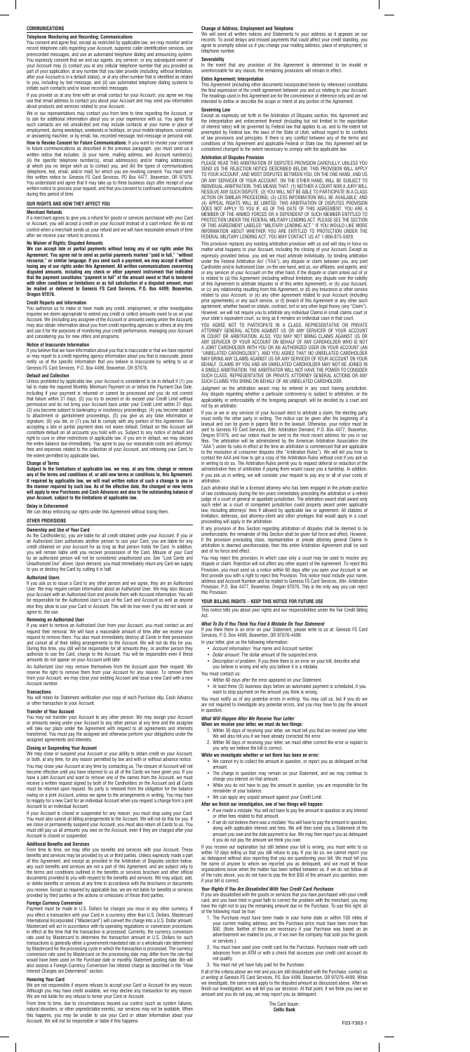## COMMUNICATIONS

### Telephone Monitoring and Recording; Communications

You consent and agree that, except as restricted by applicable law, we may monitor and/or record telephone calls regarding your Account, suppress caller identification services, use prerecorded messages, and use an automated telephone dialing and announcing system. You expressly consent that we and our agents, any servicer, or any subsequent owner of your Account may (i) contact you at any cellular telephone number that you provided as part of your application, at any number that you later provide (including, without limitation, after your Account is in a default status), or at any other number that is identified as related to you, including by text message, and (ii) use automated telephone dialing systems to initiate such contacts and/or leave recorded messages.

If you provide us at any time with an email contact for your Account, you agree we may use that email address to contact you about your Account and may send you information about products and services related to your Account.

We or our representatives may contact you from time to time regarding the Account, or to ask for additional information about you or your experience with us. You agree that such contacts are not unsolicited and may include contacts at your home or place of employment, during weekdays, weekends or holidays, on your mobile telephone, voicemail or answering machine, or by email, fax, recorded message, text message or personal visit.

**How to Revoke Consent for Future Communications:** If you want to revoke your consent to future communications as described in the previous paragraph, you must send us a written notice that includes: (i) your name, mailing address, and Account number(s); (ii) the specific telephone number(s), email address(es) and/or mailing address(es) at which you no longer wish us to contact you, and (iii) the types of communications (telephone, text, email, and/or mail) for which you are revoking consent. You must send this written notice to: Genesis FS Card Services, PO Box 4477, Beaverton, OR 97076. You understand and agree that it may take up to three business days after receipt of your written notice to process your request, and that you consent to continued communications during this period of time.

## OUR RIGHTS AND HOW THEY AFFECT YOU

### Merchant Refunds

If a merchant agrees to give you a refund for goods or services purchased with your Card or Account, you will accept a credit on your Account instead of a cash refund. We do not control when a merchant sends us your refund and we will have reasonable amount of time after we receive your refund to process it.

### No Waiver of Rights; Disputed Amounts

**We can accept late or partial payments without losing any of our rights under this Agreement. You agree not to send us partial payments marked "paid in full," "without recourse," or similar language. If you send such a payment, we may accept it without losing any of our rights under this Agreement. All written communications concerning disputed amounts, including any check or other payment instrument that indicated that the payment constitutes "payment in full" of the amount owed or that is tendered with other conditions or limitations or as full satisfaction of a disputed amount, must be mailed or delivered to Genesis FS Card Services, P.O. Box 4499, Beaverton, Oregon 97076.**

### Credit Reports and Information

You authorize us to make or have made any credit, employment, or other investigative inquiries we deem appropriate to extend you credit or collect amounts owed to us on your Account. We (including any assignee of the Account or amounts owing under the Account) may also obtain information about you from credit reporting agencies or others at any time and use it for the purposes of monitoring your credit performance, managing your Account and considering you for new offers and programs.

### Notice of Inaccurate Information

If you believe that we have information about you that is inaccurate or that we have reported or may report to a credit reporting agency information about you that is inaccurate, please notify us of the specific information that you believe is inaccurate by writing to us at Genesis FS Card Services, P.O. Box 4499, Beaverton, OR 97076.

### Default and Collection

Unless prohibited by applicable law, your Account is considered to be in default if (1) you fail to make the required Monthly Minimum Payment on or before the Payment Due Date, including if your payment is returned or cannot be processed and you do not correct that failure within 31 days, (2) you try to exceed or do exceed your Credit Limit without permission and do not bring your Account back under your Credit Limit within 31 days, (3) you become subject to bankruptcy or insolvency proceedings, (4) you become subject to attachment or garnishment proceedings, (5) you give us any false information or signature, (6) you die, or (7) you fail to comply with any portion of this Agreement. Our accepting a late or partial payment does not waive default. Default on this Account will constitute default on all accounts you hold with us. Subject to any notice of default and right to cure or other restrictions of applicable law, if you are in default, we may declare the entire balance due immediately. You agree to pay our reasonable costs and attorneys' fees and expenses related to the collection of your Account, and retrieving your Card, to the extent permitted by applicable laws.

### Change of Terms

**Subject to the limitations of applicable law, we may, at any time, change or remove any of the terms and conditions of, or add new terms or conditions to, this Agreement. If required by applicable law, we will mail written notice of such a change to you in the manner required by such law. As of the effective date, the changed or new terms will apply to new Purchases and Cash Advances and also to the outstanding balance of your Account, subject to the limitations of applicable law.**

### Delay in Enforcement

We can delay enforcing our rights under this Agreement without losing them.

## OTHER PROVISIONS

### Ownership and Use of Your Card

As the Cardholder(s), you are liable for all credit obtained under your Account. If you or an Authorized User authorizes another person to use your Card, you are liable for any credit obtained on your Account for as long as that person holds the Card. In addition, you will remain liable until you recover possession of the Card. Misuse of your Card by an authorized person will not be considered unauthorized use. See "Lost Cards and Unauthorized Use" above. Upon demand, you must immediately return any Card we supply to you or destroy the Card by cutting it in half.

### Authorized Users

If you ask us to issue a Card to any other person and we agree, they are an Authorized User. We may require certain information about an Authorized User. We may also discuss your Account with an Authorized User and provide them with Account information. You will be responsible for the Authorized User's use of the Card and Account as well as anyone else they allow to use your Card or Account. This will be true even if you did not want, or agree to, the use.

### Removing an Authorized User

If you want to remove an Authorized User from your Account, you must contact us and request their removal. We will have a reasonable amount of time after we receive your request to remove them. You also must immediately destroy all Cards in their possession and cancel all of their billing arrangements to the Account. We will not do this for you. During this time, you still will be responsible for all amounts they, or another person they authorize to use the Card, charge to the Account. You will be responsible even if these amounts do not appear on your Account until later.

An Authorized User may remove themselves from the Account upon their request. We reserve the right to remove them from your Account for any reason. To remove them from your Account, we may close your existing Account and issue a new Card with a new Account number.

### Transactions

You will retain for Statement verification your copy of each Purchase slip, Cash Advance or other transaction to your Account.

### Transfer of Your Account

You may not transfer your Account to any other person. We may assign your Account or amounts owing under your Account to any other person at any time and the assignee will take our place under the Agreement with respect to all agreements and interests transferred. You must pay the assignee and otherwise perform your obligations under the assigned agreements and interests.

### Closing or Suspending Your Account

We may close or suspend your Account or your ability to obtain credit on your Account, or both, at any time, for any reason permitted by law and with or without advance notice. You may close your Account at any time by contacting us. The closure of Account will not become effective until you have returned to us all of the Cards we have given you. If you have a joint Account and want to remove one of the names from the Account, we must receive a written request signed by both of the Cardholders on the Account and all Cards must be returned upon request. No party is released from the obligation for the balance owing on a joint Account, unless we agree to the arrangements in writing. You may have to reapply for a new Card for an individual Account when you request a change from a joint Account to an individual Account.

If your Account is closed or suspended for any reason, you must stop using your Card. You must also cancel all billing arrangements to the Account. We will not do this for you. If we close or permanently suspend your Account, you must also return all Cards to us. You must still pay us all amounts you owe on the Account, even if they are charged after your Account is closed or suspended.

### Additional Benefits and Services

From time to time, we may offer you benefits and services with your Account. These benefits and services may be provided by us or third parties. Unless expressly made a part of this Agreement, and except as provided in the Arbitration of Disputes section below, any such benefits and services are not a part of this Agreement, and are subject only to the terms and conditions outlined in the benefits or services brochure and other official documents provided to you with respect to the benefits and services. We may adjust, add, or delete benefits or services at any time in accordance with the brochures or documents you receive. Except as required by applicable law, we are not liable for benefits or services provided by third parties or the actions or omissions of those third parties.

### Foreign Currency Conversion

Payment must be made in U.S. Dollars for charges you incur in any other currency. If you effect a transaction with your Card in a currency other than U.S. Dollars, Mastercard International Incorporated ("Mastercard") will convert the charge into a U.S. Dollar amount. Mastercard will act in accordance with its operating regulations or conversion procedures in effect at the time that the transaction is processed. Currently, the currency conversion rate used by Mastercard to determine the transaction amount in U.S. Dollars for such transactions is generally either a government mandated rate or a wholesale rate determined by Mastercard for the processing cycle in which the transaction is processed. The currency conversion rate used by Mastercard on the processing date may differ from the rate that would have been used on the Purchase date or monthly Statement posting date. We will also assess a Foreign Currency Conversion Fee interest charge as described in the "How Interest Charges are Determined" section.

### Honoring Your Card

We are not responsible if anyone refuses to accept your Card or Account for any reason. Although you may have credit available, we may decline any transaction for any reason. We are not liable for any refusal to honor your Card or Account.

From time to time, due to circumstances beyond our control (such as system failures, natural disasters, or other unpredictable events), our services may not be available. When this happens, you may be unable to use your Card or obtain information about your Account. We will not be responsible or liable if this happens.

### Change of Address, Employment and Telephone

We will send all written notices and Statements to your address as it appears on our records. To avoid delays and missed payments that could affect your credit standing, you agree to promptly advise us if you change your mailing address, place of employment, or telephone number.

### Severability

In the event that any provision of this Agreement is determined to be invalid or unenforceable for any reason, the remaining provisions will remain in effect.

### Entire Agreement; Interpretation

This Agreement (including other documents incorporated herein by reference) constitutes the final expression of the credit agreement between you and us relating to your Account. The headings used in this Agreement are for the convenience of reference only and are not intended to define or describe the scope or intent of any portion of the Agreement.

### Governing Law

Except as expressly set forth in the Arbitration of Disputes section, this Agreement and the interpretation and enforcement thereof (including but not limited to the exportation of interest rates) will be governed by Federal law that applies to us, and to the extent not preempted by Federal law, the laws of the State of Utah, without regard to its conflicts of law provisions and principles. If there is any conflict between any of the terms and conditions of this Agreement and applicable Federal or State law, this Agreement will be considered changed to the extent necessary to comply with the applicable law.

### Arbitration of Disputes Provision

PLEASE READ THIS ARBITRATION OF DISPUTES PROVISION CAREFULLY. UNLESS YOU SEND US THE REJECTION NOTICE DESCRIBED BELOW, THIS PROVISION WILL APPLY TO YOUR ACCOUNT, AND MOST DISPUTES BETWEEN YOU, ON THE ONE HAND, AND US OR ANY SERVICER OF YOUR ACCOUNT, ON THE OTHER HAND, WILL BE SUBJECT TO INDIVIDUAL ARBITRATION. THIS MEANS THAT: (1) NEITHER A COURT NOR A JURY WILL RESOLVE ANY SUCH DISPUTE; (2) YOU WILL NOT BE ABLE TO PARTICIPATE IN A CLASS ACTION OR SIMILAR PROCEEDING; (3) LESS INFORMATION WILL BE AVAILABLE; AND (4) APPEAL RIGHTS WILL BE LIMITED. THIS ARBITRATION OF DISPUTES PROVISION DOES NOT APPLY TO YOU IF, AS OF THE DATE OF THIS AGREEMENT, YOU ARE A MEMBER OF THE ARMED FORCES OR A DEPENDENT OF SUCH MEMBER ENTITLED TO PROTECTION UNDER THE FEDERAL MILITARY LENDING ACT. PLEASE SEE THE SECTION OF THIS AGREEMENT LABELED "MILITARY LENDING ACT." IF YOU WOULD LIKE MORE INFORMATION ABOUT WHETHER YOU ARE ENTITLED TO PROTECTION UNDER THE FEDERAL MILITARY LENDING ACT, YOU MAY CONTACT US AT 1-866-875-5929.

This provision replaces any existing arbitration provision with us and will stay in force no matter what happens to your Account, including the closing of your Account. Except as expressly provided below, you and we must arbitrate individually, by binding arbitration under the Federal Arbitration Act ("FAA"), any dispute or claim between you, any joint Cardholder and/or Authorized User, on the one hand, and us, our affiliates, and agents, and/or any servicer of your Account on the other hand, if the dispute or claim arises out of or is related to (a) this Agreement (including without limitation, any dispute over the validity of this Agreement to arbitrate disputes or of this entire Agreement), or (b) your Account, or (c) any relationship resulting from this Agreement, or (d) any insurance or other service related to your Account, or (e) any other agreement related to your Account (including prior agreements) or any such service, or (f) breach of this Agreement or any other such agreement, whether based on statute, contract, tort or any other legal theory (any "Claim"). However, we will not require you to arbitrate any individual Claims in small claims court or your state's equivalent court, so long as it remains an individual case in that court.

YOU AGREE NOT TO PARTICIPATE IN A CLASS, REPRESENTATIVE OR PRIVATE ATTORNEY GENERAL ACTION AGAINST US OR ANY SERVICER OF YOUR ACCOUNT IN COURT OR ARBITRATION. ALSO, YOU MAY NOT BRING CLAIMS AGAINST US OR ANY SERVICER OF YOUR ACCOUNT ON BEHALF OF ANY CARDHOLDER WHO IS NOT A JOINT CARDHOLDER WITH YOU OR AN AUTHORIZED USER ON YOUR ACCOUNT (AN "UNRELATED CARDHOLDER"), AND YOU AGREE THAT NO UNRELATED CARDHOLDER MAY BRING ANY CLAIMS AGAINST US OR ANY SERVICER OF YOUR ACCOUNT ON YOUR BEHALF. CLAIMS BY YOU AND AN UNRELATED CARDHOLDER MAY NOT BE JOINED IN A SINGLE ARBITRATION. THE ARBITRATOR WILL NOT HAVE THE POWER TO CONSIDER SUCH CLASS, REPRESENTATIVE OR PRIVATE ATTORNEY GENERAL ACTIONS OR ANY SUCH CLAIMS YOU BRING ON BEHALF OF AN UNRELATED CARDHOLDER.

Judgment on the arbitration award may be entered in any court having jurisdiction. Any dispute regarding whether a particular controversy is subject to arbitration, or the applicability or enforceability of the foregoing paragraph, will be decided by a court and not by an arbitrator.

If you or we or any servicer of your Account elect to arbitrate a claim, the electing party must notify the other party in writing. The notice can be given after the beginning of a lawsuit and can be given in papers filed in the lawsuit. Otherwise, your notice must be sent to Genesis FS Card Services, Attn: Arbitration Demand, P.O. Box 4477, Beaverton, Oregon 97076, and our notice must be sent to the most recent address for you in our files. The arbitration will be administered by the American Arbitration Association (the "AAA") under its rules in effect at the time an arbitration is commenced that are applicable to the resolution of consumer disputes (the "Arbitration Rules"). We will tell you how to contact the AAA and how to get a copy of the Arbitration Rules without cost if you ask us in writing to do so. The Arbitration Rules permit you to request deferral or reduction of the administrative fees of arbitration if paying them would cause you a hardship. In addition, if you ask us in writing, we will consider your request to pay any or all of your costs of arbitration.

Each arbitrator shall be a licensed attorney who has been engaged in the private practice of law continuously during the ten years immediately preceding the arbitration or a retired judge of a court of general or appellate jurisdiction. The arbitration award shall award only such relief as a court of competent jurisdiction could properly award under applicable law, including attorneys' fees if allowed by applicable law or agreement. All statutes of limitation, defenses, and attorney-client and other privileges that would apply in a court proceeding will apply in the arbitration.

If any provision of this Section regarding arbitration of disputes shall be deemed to be unenforceable, the remainder of this Section shall be given full force and effect. However, if the provision precluding class, representative or private attorney general Claims in arbitration is deemed unenforceable, then this entire Arbitration Agreement shall be void and of no force and effect.

You may reject this provision, in which case only a court may be used to resolve any dispute or claim. Rejection will not affect any other aspect of the Agreement. To reject this Provision, you must send us a notice within 60 days after you open your Account or we first provide you with a right to reject this Provision. The notice must include your name, address and Account Number and be mailed to Genesis FS Card Services, Attn: Arbitration Provision, P.O. Box 4477, Beaverton, Oregon 97076. This is the only way you can reject this Provision.

## YOUR BILLING RIGHTS – KEEP THIS NOTICE FOR FUTURE USE

This notice tells you about your rights and our responsibilities under the Fair Credit Billing Act.

### *What To Do If You Think You Find A Mistake On Your Statement*

If you think there is an error on your Statement, please write to us at: Genesis FS Card Services, P.O. Box 4499, Beaverton, OR 97076-4499.

In your letter, give us the following information:

- *Account information:* Your name and Account number.
- *Dollar amount:* The dollar amount of the suspected error.
- *Description of problem:* If you think there is an error on your bill, describe what you believe is wrong and why you believe it is a mistake.

You must contact us:

- Within 60 days after the error appeared on your Statement.
- At least three (3) business days before an automated payment is scheduled, if you want to stop payment on the amount you think is wrong.

You must notify us of any potential errors *in writing*. You may call us, but if you do we are not required to investigate any potential errors, and you may have to pay the amount in question.

### *What Will Happen After We Receive Your Letter*

**When we receive your letter, we must do two things:**

1. Within 30 days of receiving your letter, we must tell you that we received your letter. We will also tell you if we have already corrected the error.
2. Within 90 days of receiving your letter, we must either correct the error or explain to you why we believe the bill is correct.

**While we investigate whether or not there has been an error:**

- We cannot try to collect the amount in question, or report you as delinquent on that amount.
- The charge in question may remain on your Statement, and we may continue to charge you interest on that amount.
- While you do not have to pay the amount in question, you are responsible for the remainder of your balance.
- We can apply any unpaid amount against your Credit Limit.

**After we finish our investigation, one of two things will happen:**

- *If we made a mistake:* You will not have to pay the amount in question or any interest or other fees related to that amount.
- *If we do not believe there was a mistake:* You will have to pay the amount in question, along with applicable interest and fees. We will then send you a Statement of the amount you owe and the date payment is due. We may then report you as delinquent if you do not pay the amount we think you owe.

If you receive our explanation but still believe your bill is wrong, you must write to us within 10 days telling us that you still refuse to pay. If you do so, we cannot report you as delinquent without also reporting that you are questioning your bill. We must tell you the name of anyone to whom we reported you as delinquent, and we must let those organizations know when the matter has been settled between us. If we do not follow all of the rules above, you do not have to pay the first $50 of the amount you question, even if your bill is correct.

### *Your Rights If You Are Dissatisfied With Your Credit Card Purchases*

If you are dissatisfied with the goods or services that you have purchased with your credit card, and you have tried in good faith to correct the problem with the merchant, you may have the right not to pay the remaining amount due on the Purchase. To use this right, all of the following must be true:

1. The Purchase must have been made in your home state or within 100 miles of your current mailing address, and the Purchase price must have been more than $50. (Note: Neither of these are necessary if your Purchase was based on an advertisement we mailed to you, or if we own the company that sold you the goods or services.)
2. You must have used your credit card for the Purchase. Purchases made with cash advances from an ATM or with a check that accesses your credit card account do not qualify.
3. You must not yet have fully paid for the Purchase.

If all of the criteria above are met and you are still dissatisfied with the Purchase, contact us *in writing* at Genesis FS Card Services, P.O. Box 4499, Beaverton, OR 97076-4499. While we investigate, the same rules apply to the disputed amount as discussed above. After we finish our investigation, we will tell you our decision. At that point, if we think you owe an amount and you do not pay, we may report you as delinquent.

The Card Issuer:
**Celtic Bank**

F03-Y363-1